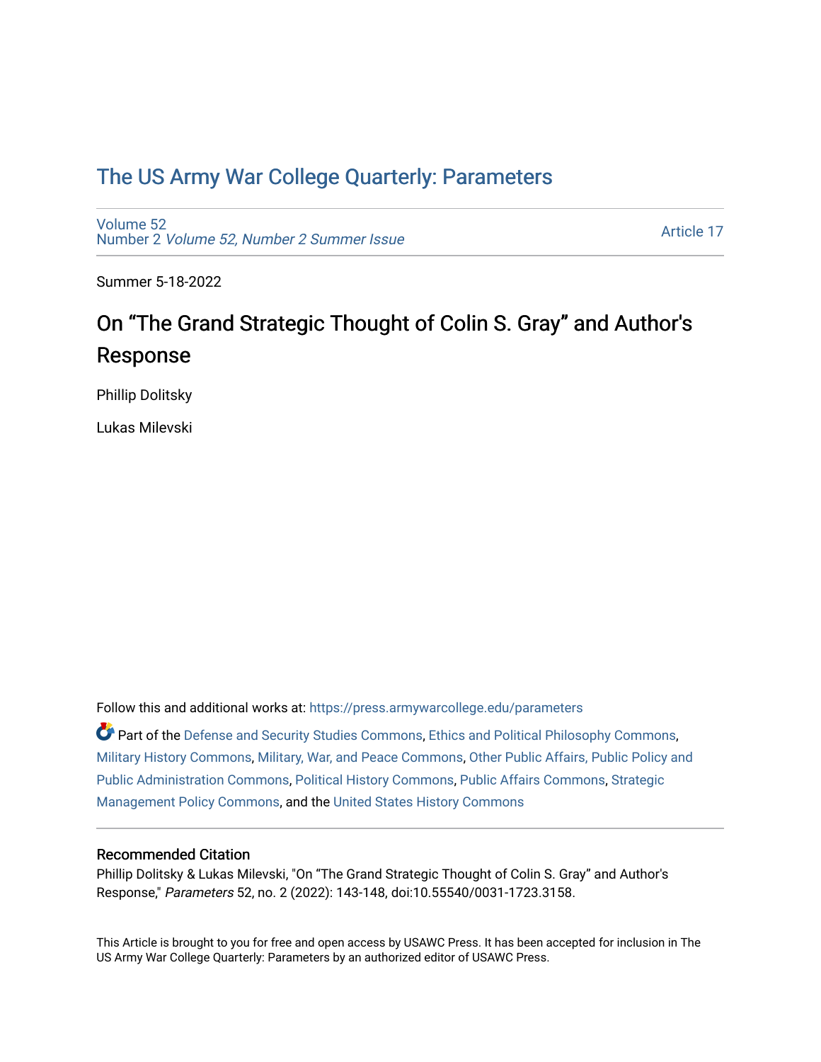# The US Army War College Quarterly: Parameters

Volume 52
Number 2 *Volume 52, Number 2 Summer Issue*

Article 17

Summer 5-18-2022

## On "The Grand Strategic Thought of Colin S. Gray" and Author's Response

Phillip Dolitsky

Lukas Milevski

Follow this and additional works at: https://press.armywarcollege.edu/parameters

Part of the Defense and Security Studies Commons, Ethics and Political Philosophy Commons, Military History Commons, Military, War, and Peace Commons, Other Public Affairs, Public Policy and Public Administration Commons, Political History Commons, Public Affairs Commons, Strategic Management Policy Commons, and the United States History Commons

### Recommended Citation

Phillip Dolitsky & Lukas Milevski, "On "The Grand Strategic Thought of Colin S. Gray" and Author's Response," *Parameters* 52, no. 2 (2022): 143-148, doi:10.55540/0031-1723.3158.

This Article is brought to you for free and open access by USAWC Press. It has been accepted for inclusion in The US Army War College Quarterly: Parameters by an authorized editor of USAWC Press.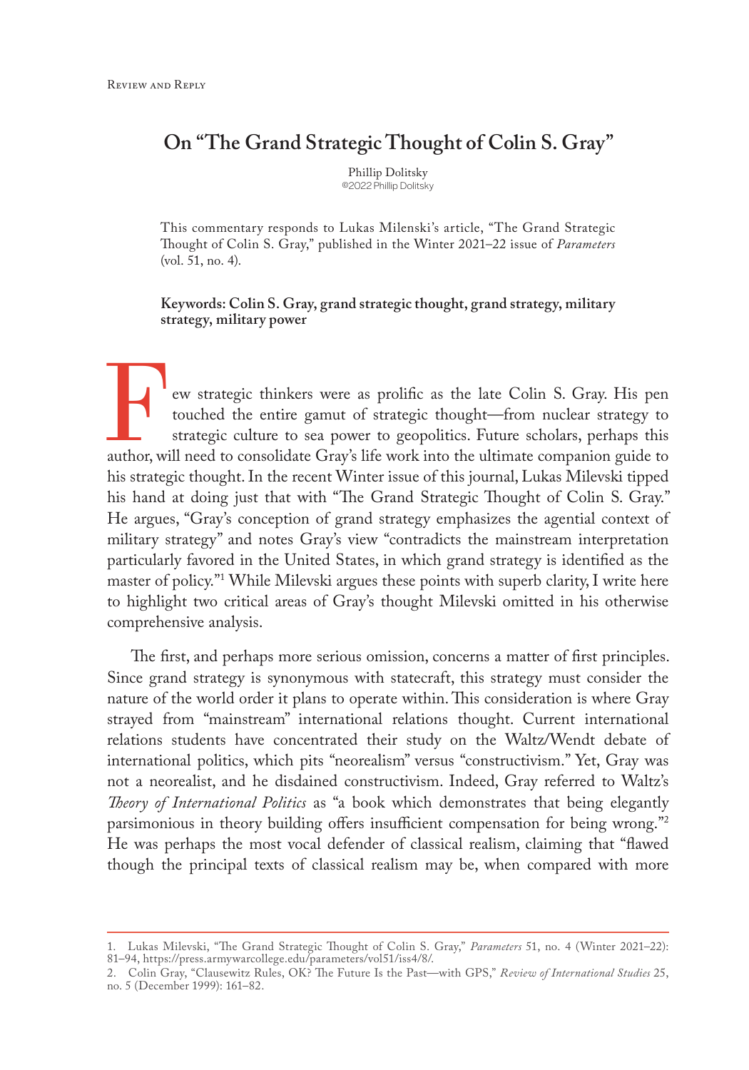## On "The Grand Strategic Thought of Colin S. Gray"

Phillip Dolitsky
©2022 Phillip Dolitsky

This commentary responds to Lukas Milenski's article, "The Grand Strategic Thought of Colin S. Gray," published in the Winter 2021–22 issue of *Parameters* (vol. 51, no. 4).

**Keywords: Colin S. Gray, grand strategic thought, grand strategy, military strategy, military power**

Few strategic thinkers were as prolific as the late Colin S. Gray. His pen touched the entire gamut of strategic thought—from nuclear strategy to strategic culture to sea power to geopolitics. Future scholars, perhaps this author, will need to consolidate Gray's life work into the ultimate companion guide to his strategic thought. In the recent Winter issue of this journal, Lukas Milevski tipped his hand at doing just that with "The Grand Strategic Thought of Colin S. Gray." He argues, "Gray's conception of grand strategy emphasizes the agential context of military strategy" and notes Gray's view "contradicts the mainstream interpretation particularly favored in the United States, in which grand strategy is identified as the master of policy."[1] While Milevski argues these points with superb clarity, I write here to highlight two critical areas of Gray's thought Milevski omitted in his otherwise comprehensive analysis.

The first, and perhaps more serious omission, concerns a matter of first principles. Since grand strategy is synonymous with statecraft, this strategy must consider the nature of the world order it plans to operate within. This consideration is where Gray strayed from "mainstream" international relations thought. Current international relations students have concentrated their study on the Waltz/Wendt debate of international politics, which pits "neorealism" versus "constructivism." Yet, Gray was not a neorealist, and he disdained constructivism. Indeed, Gray referred to Waltz's *Theory of International Politics* as "a book which demonstrates that being elegantly parsimonious in theory building offers insufficient compensation for being wrong."[2] He was perhaps the most vocal defender of classical realism, claiming that "flawed though the principal texts of classical realism may be, when compared with more

1. Lukas Milevski, "The Grand Strategic Thought of Colin S. Gray," *Parameters* 51, no. 4 (Winter 2021–22): 81–94, https://press.armywarcollege.edu/parameters/vol51/iss4/8/.

2. Colin Gray, "Clausewitz Rules, OK? The Future Is the Past—with GPS," *Review of International Studies* 25, no. 5 (December 1999): 161–82.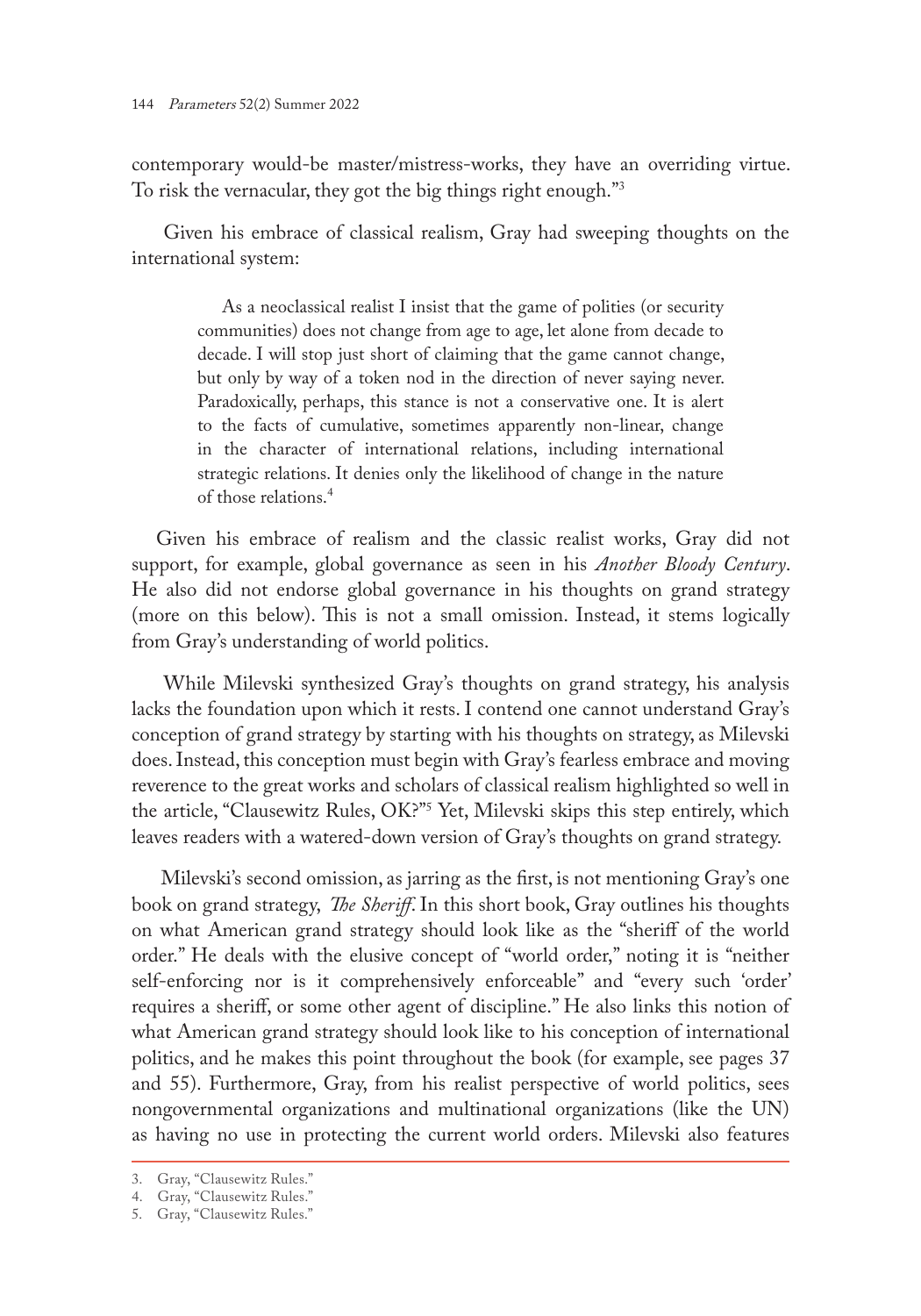contemporary would-be master/mistress-works, they have an overriding virtue. To risk the vernacular, they got the big things right enough."[3]

Given his embrace of classical realism, Gray had sweeping thoughts on the international system:

> As a neoclassical realist I insist that the game of polities (or security communities) does not change from age to age, let alone from decade to decade. I will stop just short of claiming that the game cannot change, but only by way of a token nod in the direction of never saying never. Paradoxically, perhaps, this stance is not a conservative one. It is alert to the facts of cumulative, sometimes apparently non-linear, change in the character of international relations, including international strategic relations. It denies only the likelihood of change in the nature of those relations.[4]

Given his embrace of realism and the classic realist works, Gray did not support, for example, global governance as seen in his *Another Bloody Century*. He also did not endorse global governance in his thoughts on grand strategy (more on this below). This is not a small omission. Instead, it stems logically from Gray's understanding of world politics.

While Milevski synthesized Gray's thoughts on grand strategy, his analysis lacks the foundation upon which it rests. I contend one cannot understand Gray's conception of grand strategy by starting with his thoughts on strategy, as Milevski does. Instead, this conception must begin with Gray's fearless embrace and moving reverence to the great works and scholars of classical realism highlighted so well in the article, "Clausewitz Rules, OK?"[5] Yet, Milevski skips this step entirely, which leaves readers with a watered-down version of Gray's thoughts on grand strategy.

Milevski's second omission, as jarring as the first, is not mentioning Gray's one book on grand strategy, *The Sheriff*. In this short book, Gray outlines his thoughts on what American grand strategy should look like as the "sheriff of the world order." He deals with the elusive concept of "world order," noting it is "neither self-enforcing nor is it comprehensively enforceable" and "every such 'order' requires a sheriff, or some other agent of discipline." He also links this notion of what American grand strategy should look like to his conception of international politics, and he makes this point throughout the book (for example, see pages 37 and 55). Furthermore, Gray, from his realist perspective of world politics, sees nongovernmental organizations and multinational organizations (like the UN) as having no use in protecting the current world orders. Milevski also features

---

3. Gray, "Clausewitz Rules."
4. Gray, "Clausewitz Rules."
5. Gray, "Clausewitz Rules."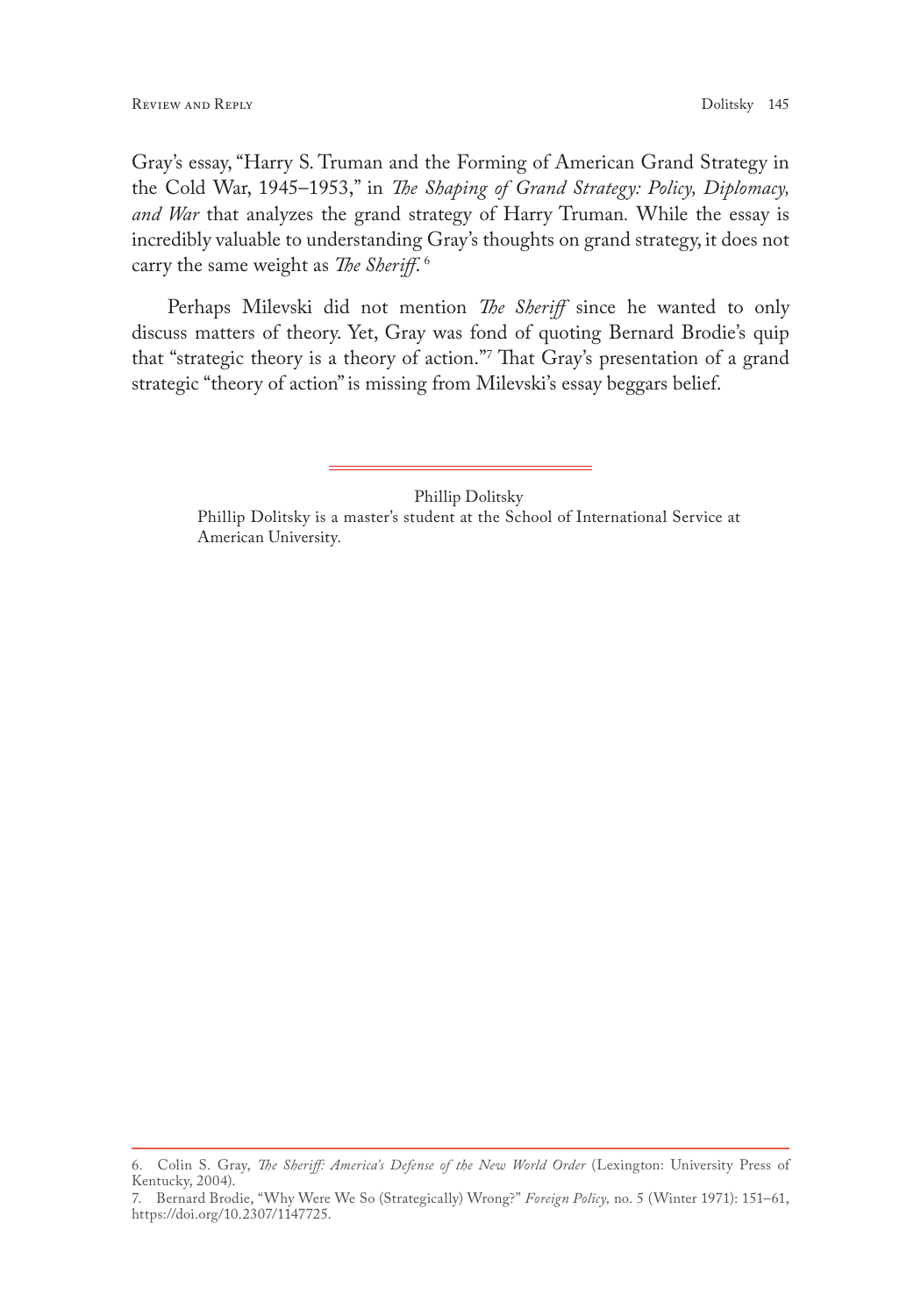Gray's essay, "Harry S. Truman and the Forming of American Grand Strategy in the Cold War, 1945–1953," in *The Shaping of Grand Strategy: Policy, Diplomacy, and War* that analyzes the grand strategy of Harry Truman. While the essay is incredibly valuable to understanding Gray's thoughts on grand strategy, it does not carry the same weight as *The Sheriff*.[6]

Perhaps Milevski did not mention *The Sheriff* since he wanted to only discuss matters of theory. Yet, Gray was fond of quoting Bernard Brodie's quip that "strategic theory is a theory of action."[7] That Gray's presentation of a grand strategic "theory of action" is missing from Milevski's essay beggars belief.

---

Phillip Dolitsky

Phillip Dolitsky is a master's student at the School of International Service at American University.

---

6. Colin S. Gray, *The Sheriff: America's Defense of the New World Order* (Lexington: University Press of Kentucky, 2004).

7. Bernard Brodie, "Why Were We So (Strategically) Wrong?" *Foreign Policy*, no. 5 (Winter 1971): 151–61, https://doi.org/10.2307/1147725.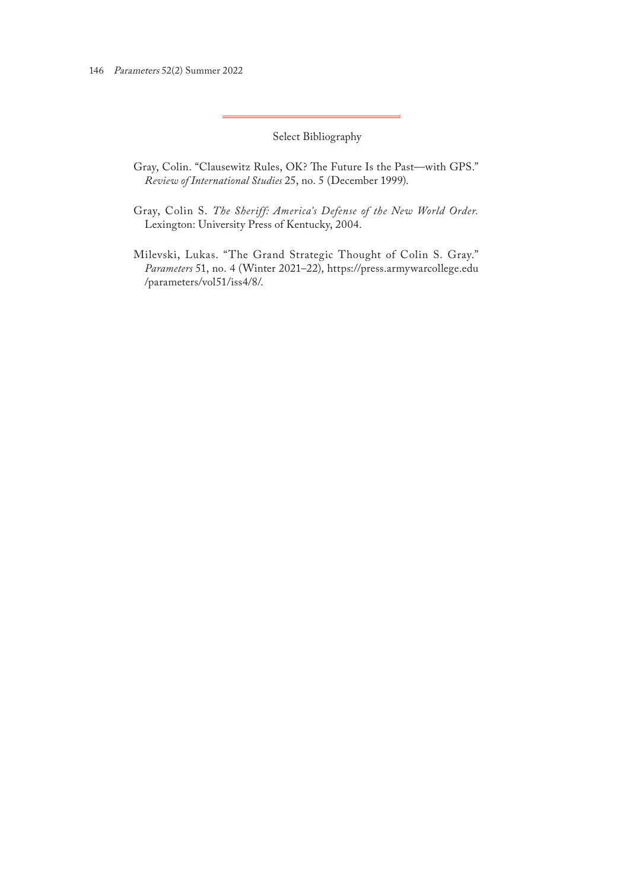## Select Bibliography

Gray, Colin. "Clausewitz Rules, OK? The Future Is the Past—with GPS." *Review of International Studies* 25, no. 5 (December 1999).

Gray, Colin S. *The Sheriff: America's Defense of the New World Order.* Lexington: University Press of Kentucky, 2004.

Milevski, Lukas. "The Grand Strategic Thought of Colin S. Gray." *Parameters* 51, no. 4 (Winter 2021–22), https://press.armywarcollege.edu/parameters/vol51/iss4/8/.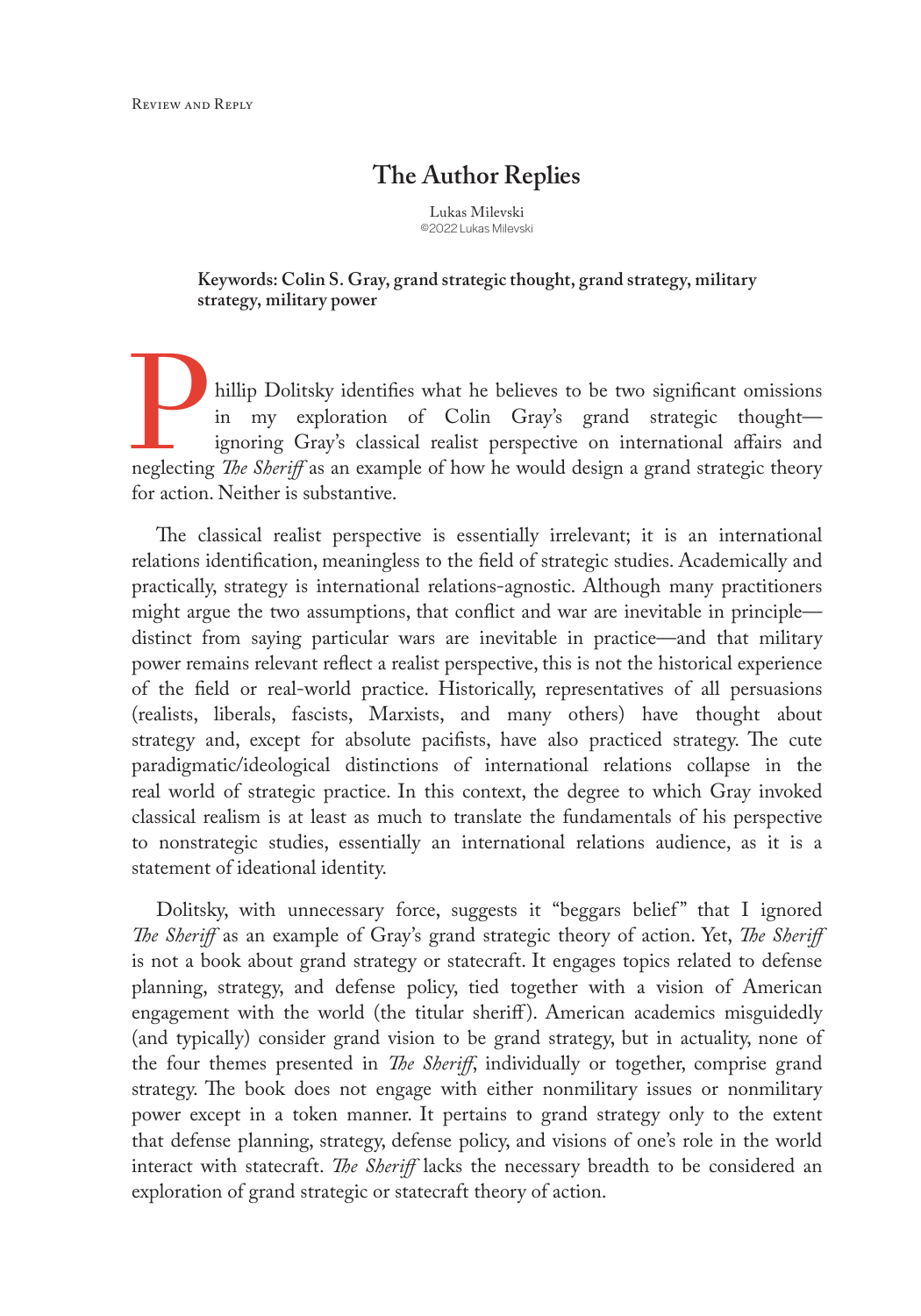# The Author Replies

Lukas Milevski
©2022 Lukas Milevski

**Keywords: Colin S. Gray, grand strategic thought, grand strategy, military strategy, military power**

Phillip Dolitsky identifies what he believes to be two significant omissions in my exploration of Colin Gray's grand strategic thought—ignoring Gray's classical realist perspective on international affairs and neglecting *The Sheriff* as an example of how he would design a grand strategic theory for action. Neither is substantive.

The classical realist perspective is essentially irrelevant; it is an international relations identification, meaningless to the field of strategic studies. Academically and practically, strategy is international relations-agnostic. Although many practitioners might argue the two assumptions, that conflict and war are inevitable in principle—distinct from saying particular wars are inevitable in practice—and that military power remains relevant reflect a realist perspective, this is not the historical experience of the field or real-world practice. Historically, representatives of all persuasions (realists, liberals, fascists, Marxists, and many others) have thought about strategy and, except for absolute pacifists, have also practiced strategy. The cute paradigmatic/ideological distinctions of international relations collapse in the real world of strategic practice. In this context, the degree to which Gray invoked classical realism is at least as much to translate the fundamentals of his perspective to nonstrategic studies, essentially an international relations audience, as it is a statement of ideational identity.

Dolitsky, with unnecessary force, suggests it "beggars belief" that I ignored *The Sheriff* as an example of Gray's grand strategic theory of action. Yet, *The Sheriff* is not a book about grand strategy or statecraft. It engages topics related to defense planning, strategy, and defense policy, tied together with a vision of American engagement with the world (the titular sheriff). American academics misguidedly (and typically) consider grand vision to be grand strategy, but in actuality, none of the four themes presented in *The Sheriff*, individually or together, comprise grand strategy. The book does not engage with either nonmilitary issues or nonmilitary power except in a token manner. It pertains to grand strategy only to the extent that defense planning, strategy, defense policy, and visions of one's role in the world interact with statecraft. *The Sheriff* lacks the necessary breadth to be considered an exploration of grand strategic or statecraft theory of action.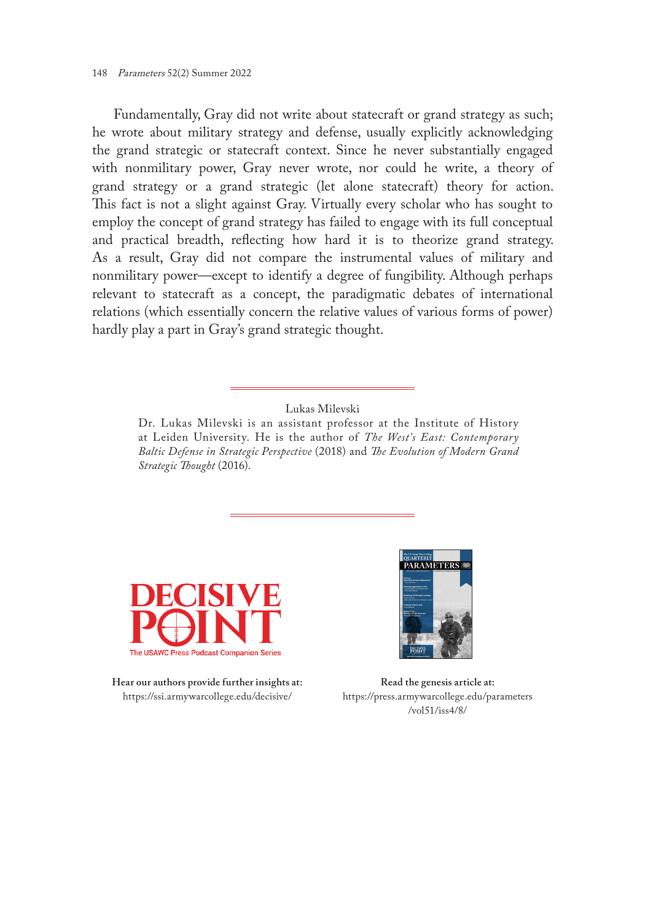Fundamentally, Gray did not write about statecraft or grand strategy as such; he wrote about military strategy and defense, usually explicitly acknowledging the grand strategic or statecraft context. Since he never substantially engaged with nonmilitary power, Gray never wrote, nor could he write, a theory of grand strategy or a grand strategic (let alone statecraft) theory for action. This fact is not a slight against Gray. Virtually every scholar who has sought to employ the concept of grand strategy has failed to engage with its full conceptual and practical breadth, reflecting how hard it is to theorize grand strategy. As a result, Gray did not compare the instrumental values of military and nonmilitary power—except to identify a degree of fungibility. Although perhaps relevant to statecraft as a concept, the paradigmatic debates of international relations (which essentially concern the relative values of various forms of power) hardly play a part in Gray's grand strategic thought.

---

Lukas Milevski

Dr. Lukas Milevski is an assistant professor at the Institute of History at Leiden University. He is the author of *The West's East: Contemporary Baltic Defense in Strategic Perspective* (2018) and *The Evolution of Modern Grand Strategic Thought* (2016).

---

DECISIVE POINT

The USAWC Press Podcast Companion Series

**Hear our authors provide further insights at:**
https://ssi.armywarcollege.edu/decisive/

**Read the genesis article at:**
https://press.armywarcollege.edu/parameters/vol51/iss4/8/